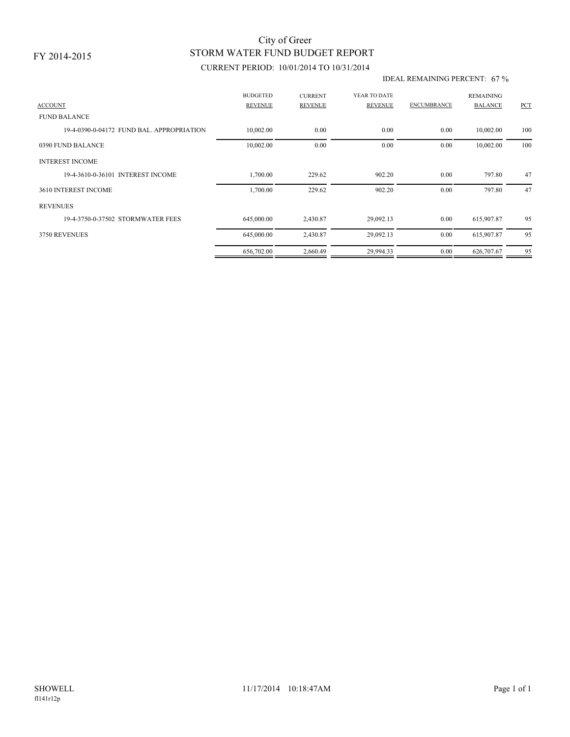FY 2014-2015

# City of Greer
## STORM WATER FUND BUDGET REPORT

CURRENT PERIOD: 10/01/2014 TO 10/31/2014

IDEAL REMAINING PERCENT: 67 %

| ACCOUNT | BUDGETED REVENUE | CURRENT REVENUE | YEAR TO DATE REVENUE | ENCUMBRANCE | REMAINING BALANCE | PCT |
|---|---|---|---|---|---|---|
| FUND BALANCE | | | | | | |
| 19-4-0390-0-04172 FUND BAL. APPROPRIATION | 10,002.00 | 0.00 | 0.00 | 0.00 | 10,002.00 | 100 |
| 0390 FUND BALANCE | 10,002.00 | 0.00 | 0.00 | 0.00 | 10,002.00 | 100 |
| INTEREST INCOME | | | | | | |
| 19-4-3610-0-36101 INTEREST INCOME | 1,700.00 | 229.62 | 902.20 | 0.00 | 797.80 | 47 |
| 3610 INTEREST INCOME | 1,700.00 | 229.62 | 902.20 | 0.00 | 797.80 | 47 |
| REVENUES | | | | | | |
| 19-4-3750-0-37502 STORMWATER FEES | 645,000.00 | 2,430.87 | 29,092.13 | 0.00 | 615,907.87 | 95 |
| 3750 REVENUES | 645,000.00 | 2,430.87 | 29,092.13 | 0.00 | 615,907.87 | 95 |
| | 656,702.00 | 2,660.49 | 29,994.33 | 0.00 | 626,707.67 | 95 |

SHOWELL
fl141r12p

11/17/2014 10:18:47AM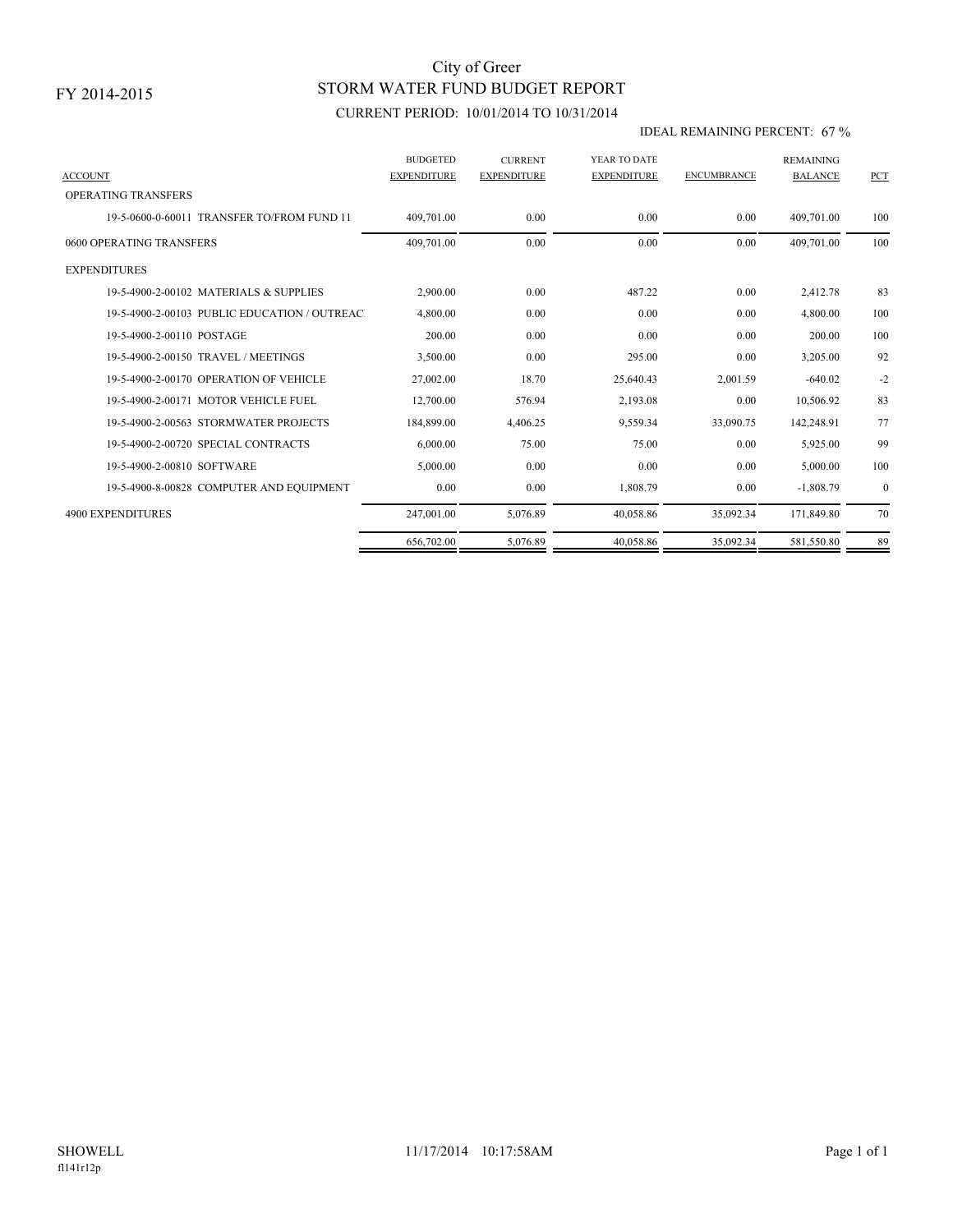FY 2014-2015

# City of Greer
## STORM WATER FUND BUDGET REPORT

CURRENT PERIOD: 10/01/2014 TO 10/31/2014

IDEAL REMAINING PERCENT: 67 %

| ACCOUNT | BUDGETED EXPENDITURE | CURRENT EXPENDITURE | YEAR TO DATE EXPENDITURE | ENCUMBRANCE | REMAINING BALANCE | PCT |
|---|---|---|---|---|---|---|
| OPERATING TRANSFERS | | | | | | |
| 19-5-0600-0-60011 TRANSFER TO/FROM FUND 11 | 409,701.00 | 0.00 | 0.00 | 0.00 | 409,701.00 | 100 |
| 0600 OPERATING TRANSFERS | 409,701.00 | 0.00 | 0.00 | 0.00 | 409,701.00 | 100 |
| EXPENDITURES | | | | | | |
| 19-5-4900-2-00102 MATERIALS & SUPPLIES | 2,900.00 | 0.00 | 487.22 | 0.00 | 2,412.78 | 83 |
| 19-5-4900-2-00103 PUBLIC EDUCATION / OUTREAC | 4,800.00 | 0.00 | 0.00 | 0.00 | 4,800.00 | 100 |
| 19-5-4900-2-00110 POSTAGE | 200.00 | 0.00 | 0.00 | 0.00 | 200.00 | 100 |
| 19-5-4900-2-00150 TRAVEL / MEETINGS | 3,500.00 | 0.00 | 295.00 | 0.00 | 3,205.00 | 92 |
| 19-5-4900-2-00170 OPERATION OF VEHICLE | 27,002.00 | 18.70 | 25,640.43 | 2,001.59 | -640.02 | -2 |
| 19-5-4900-2-00171 MOTOR VEHICLE FUEL | 12,700.00 | 576.94 | 2,193.08 | 0.00 | 10,506.92 | 83 |
| 19-5-4900-2-00563 STORMWATER PROJECTS | 184,899.00 | 4,406.25 | 9,559.34 | 33,090.75 | 142,248.91 | 77 |
| 19-5-4900-2-00720 SPECIAL CONTRACTS | 6,000.00 | 75.00 | 75.00 | 0.00 | 5,925.00 | 99 |
| 19-5-4900-2-00810 SOFTWARE | 5,000.00 | 0.00 | 0.00 | 0.00 | 5,000.00 | 100 |
| 19-5-4900-8-00828 COMPUTER AND EQUIPMENT | 0.00 | 0.00 | 1,808.79 | 0.00 | -1,808.79 | 0 |
| 4900 EXPENDITURES | 247,001.00 | 5,076.89 | 40,058.86 | 35,092.34 | 171,849.80 | 70 |
| | 656,702.00 | 5,076.89 | 40,058.86 | 35,092.34 | 581,550.80 | 89 |

SHOWELL
fl141r12p

11/17/2014 10:17:58AM